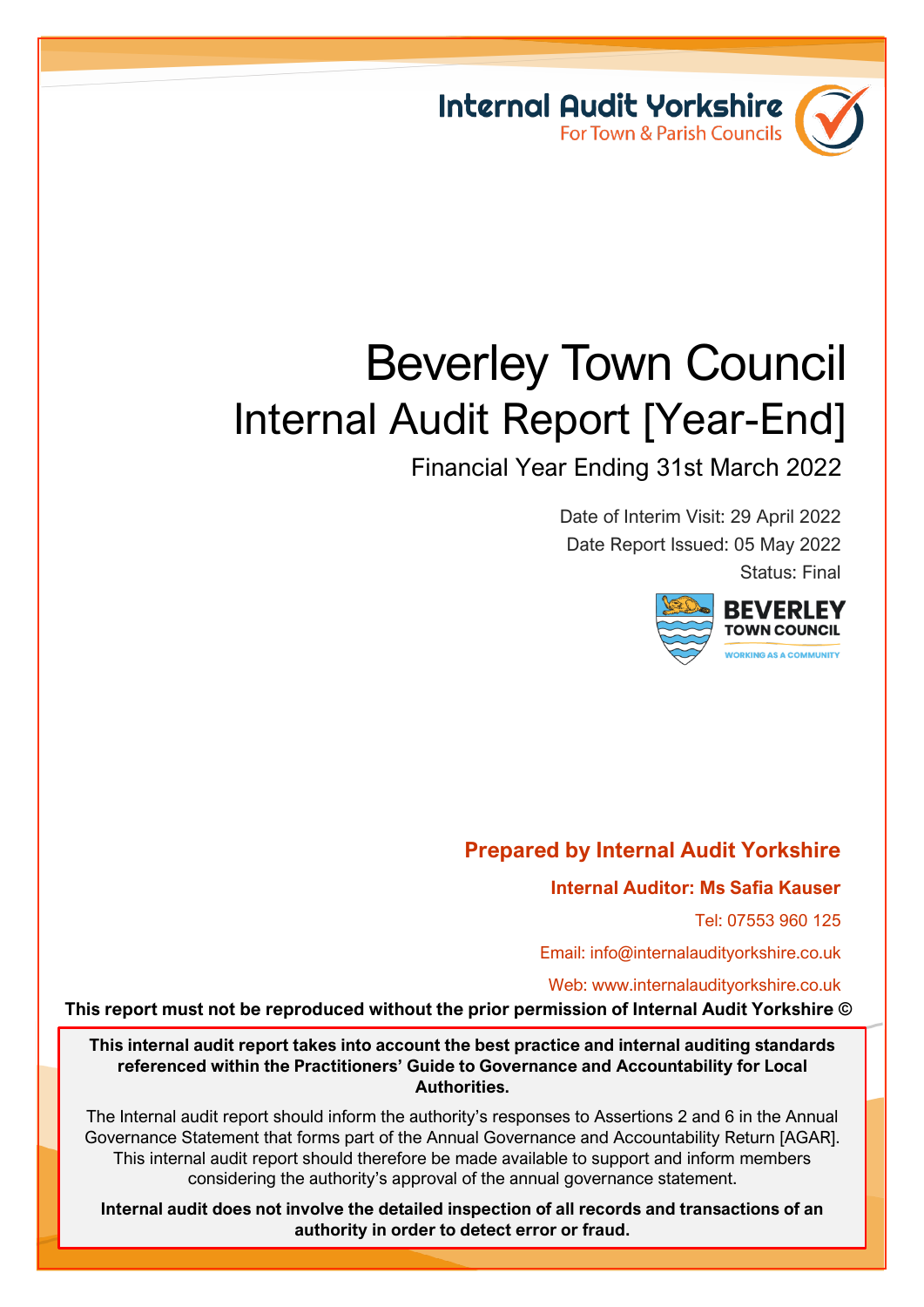Internal Audit Yorkshire
For Town & Parish Councils

# Beverley Town Council
## Internal Audit Report [Year-End]

Financial Year Ending 31st March 2022

Date of Interim Visit: 29 April 2022
Date Report Issued: 05 May 2022
Status: Final

BEVERLEY TOWN COUNCIL
WORKING AS A COMMUNITY

**Prepared by Internal Audit Yorkshire**

**Internal Auditor: Ms Safia Kauser**

Tel: 07553 960 125

Email: info@internalaudityorkshire.co.uk

Web: www.internalaudityorkshire.co.uk

**This report must not be reproduced without the prior permission of Internal Audit Yorkshire ©**

**This internal audit report takes into account the best practice and internal auditing standards referenced within the Practitioners' Guide to Governance and Accountability for Local Authorities.**

The Internal audit report should inform the authority's responses to Assertions 2 and 6 in the Annual Governance Statement that forms part of the Annual Governance and Accountability Return [AGAR]. This internal audit report should therefore be made available to support and inform members considering the authority's approval of the annual governance statement.

**Internal audit does not involve the detailed inspection of all records and transactions of an authority in order to detect error or fraud.**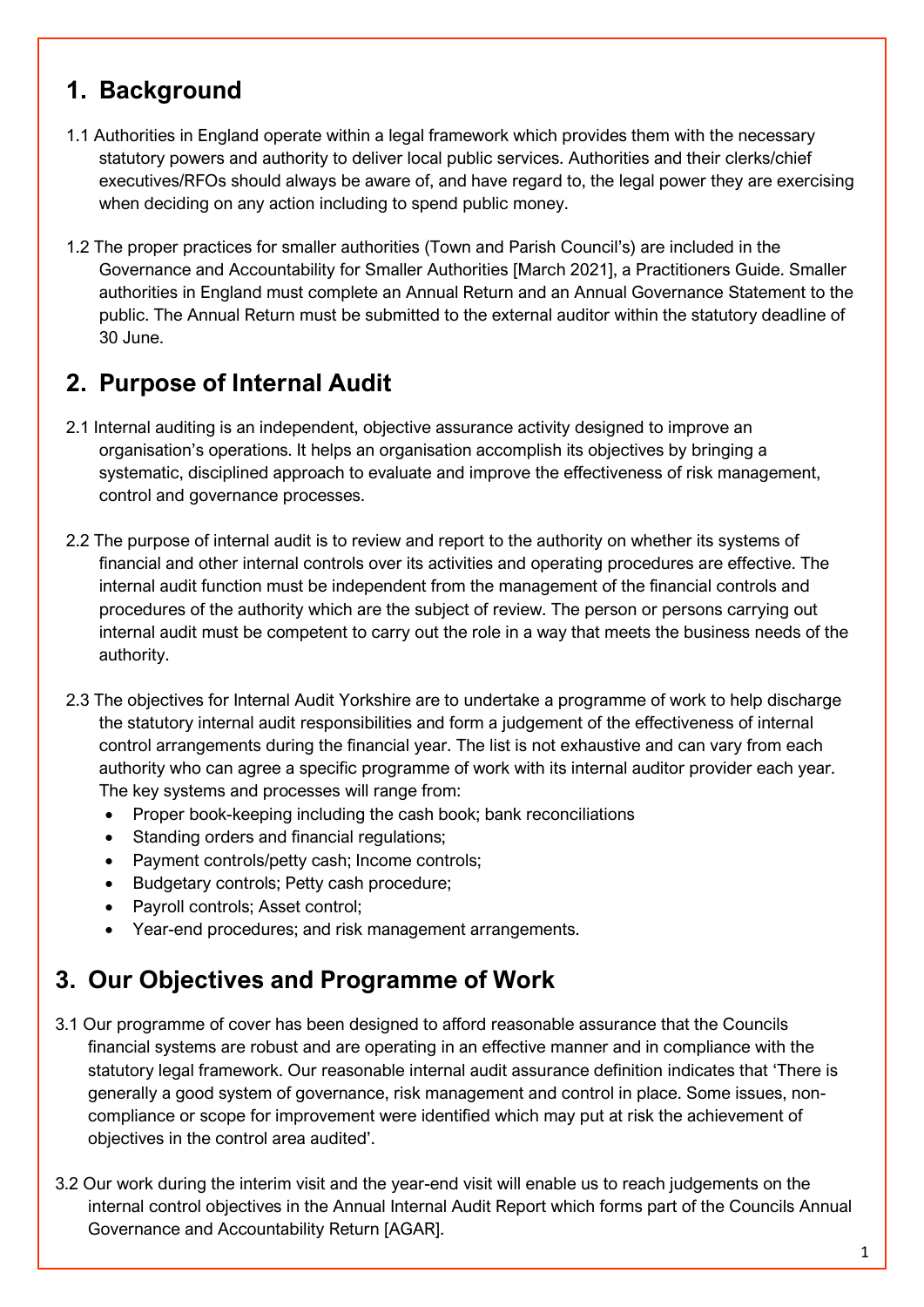## 1. Background

1.1 Authorities in England operate within a legal framework which provides them with the necessary statutory powers and authority to deliver local public services. Authorities and their clerks/chief executives/RFOs should always be aware of, and have regard to, the legal power they are exercising when deciding on any action including to spend public money.

1.2 The proper practices for smaller authorities (Town and Parish Council's) are included in the Governance and Accountability for Smaller Authorities [March 2021], a Practitioners Guide. Smaller authorities in England must complete an Annual Return and an Annual Governance Statement to the public. The Annual Return must be submitted to the external auditor within the statutory deadline of 30 June.

## 2. Purpose of Internal Audit

2.1 Internal auditing is an independent, objective assurance activity designed to improve an organisation's operations. It helps an organisation accomplish its objectives by bringing a systematic, disciplined approach to evaluate and improve the effectiveness of risk management, control and governance processes.

2.2 The purpose of internal audit is to review and report to the authority on whether its systems of financial and other internal controls over its activities and operating procedures are effective. The internal audit function must be independent from the management of the financial controls and procedures of the authority which are the subject of review. The person or persons carrying out internal audit must be competent to carry out the role in a way that meets the business needs of the authority.

2.3 The objectives for Internal Audit Yorkshire are to undertake a programme of work to help discharge the statutory internal audit responsibilities and form a judgement of the effectiveness of internal control arrangements during the financial year. The list is not exhaustive and can vary from each authority who can agree a specific programme of work with its internal auditor provider each year. The key systems and processes will range from:

- Proper book-keeping including the cash book; bank reconciliations
- Standing orders and financial regulations;
- Payment controls/petty cash; Income controls;
- Budgetary controls; Petty cash procedure;
- Payroll controls; Asset control;
- Year-end procedures; and risk management arrangements.

## 3. Our Objectives and Programme of Work

3.1 Our programme of cover has been designed to afford reasonable assurance that the Councils financial systems are robust and are operating in an effective manner and in compliance with the statutory legal framework. Our reasonable internal audit assurance definition indicates that 'There is generally a good system of governance, risk management and control in place. Some issues, non-compliance or scope for improvement were identified which may put at risk the achievement of objectives in the control area audited'.

3.2 Our work during the interim visit and the year-end visit will enable us to reach judgements on the internal control objectives in the Annual Internal Audit Report which forms part of the Councils Annual Governance and Accountability Return [AGAR].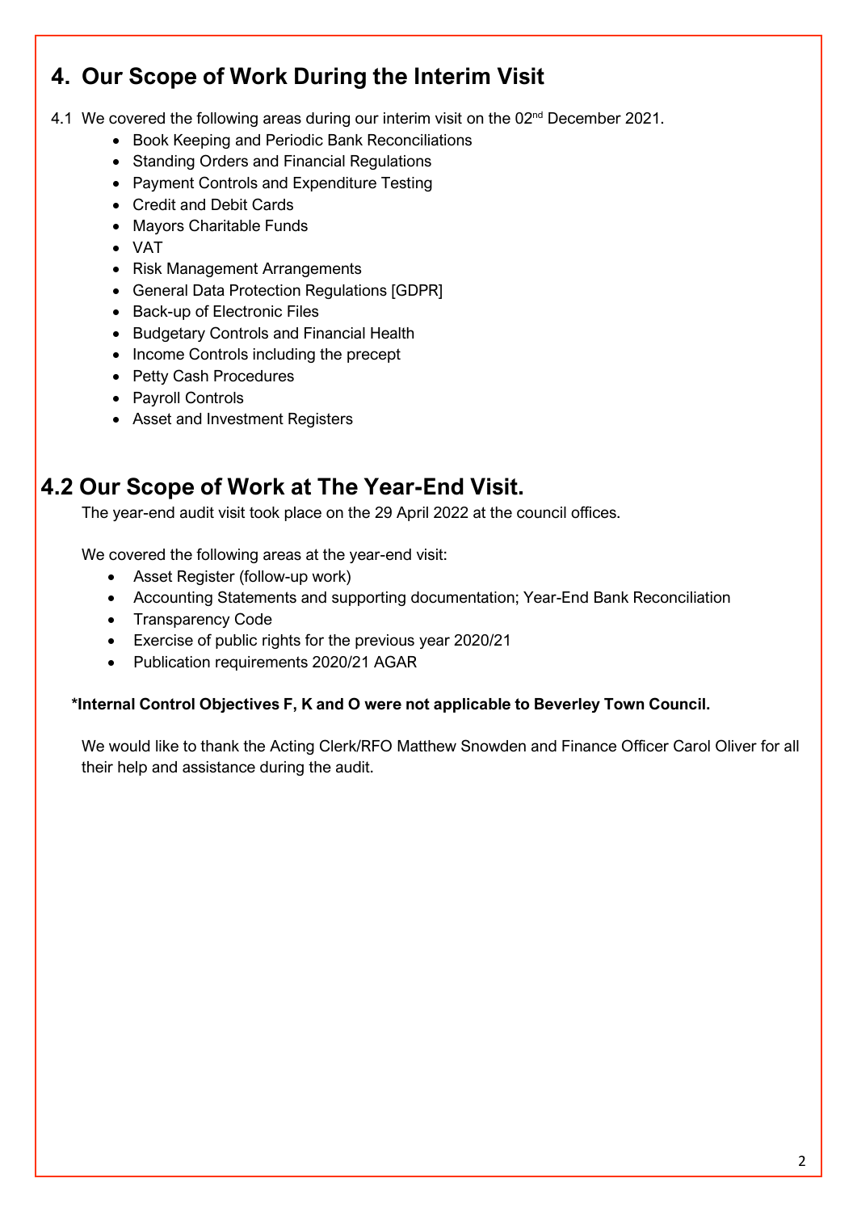## 4. Our Scope of Work During the Interim Visit

4.1 We covered the following areas during our interim visit on the 02nd December 2021.

- Book Keeping and Periodic Bank Reconciliations
- Standing Orders and Financial Regulations
- Payment Controls and Expenditure Testing
- Credit and Debit Cards
- Mayors Charitable Funds
- VAT
- Risk Management Arrangements
- General Data Protection Regulations [GDPR]
- Back-up of Electronic Files
- Budgetary Controls and Financial Health
- Income Controls including the precept
- Petty Cash Procedures
- Payroll Controls
- Asset and Investment Registers

## 4.2 Our Scope of Work at The Year-End Visit.

The year-end audit visit took place on the 29 April 2022 at the council offices.

We covered the following areas at the year-end visit:

- Asset Register (follow-up work)
- Accounting Statements and supporting documentation; Year-End Bank Reconciliation
- Transparency Code
- Exercise of public rights for the previous year 2020/21
- Publication requirements 2020/21 AGAR

**\*Internal Control Objectives F, K and O were not applicable to Beverley Town Council.**

We would like to thank the Acting Clerk/RFO Matthew Snowden and Finance Officer Carol Oliver for all their help and assistance during the audit.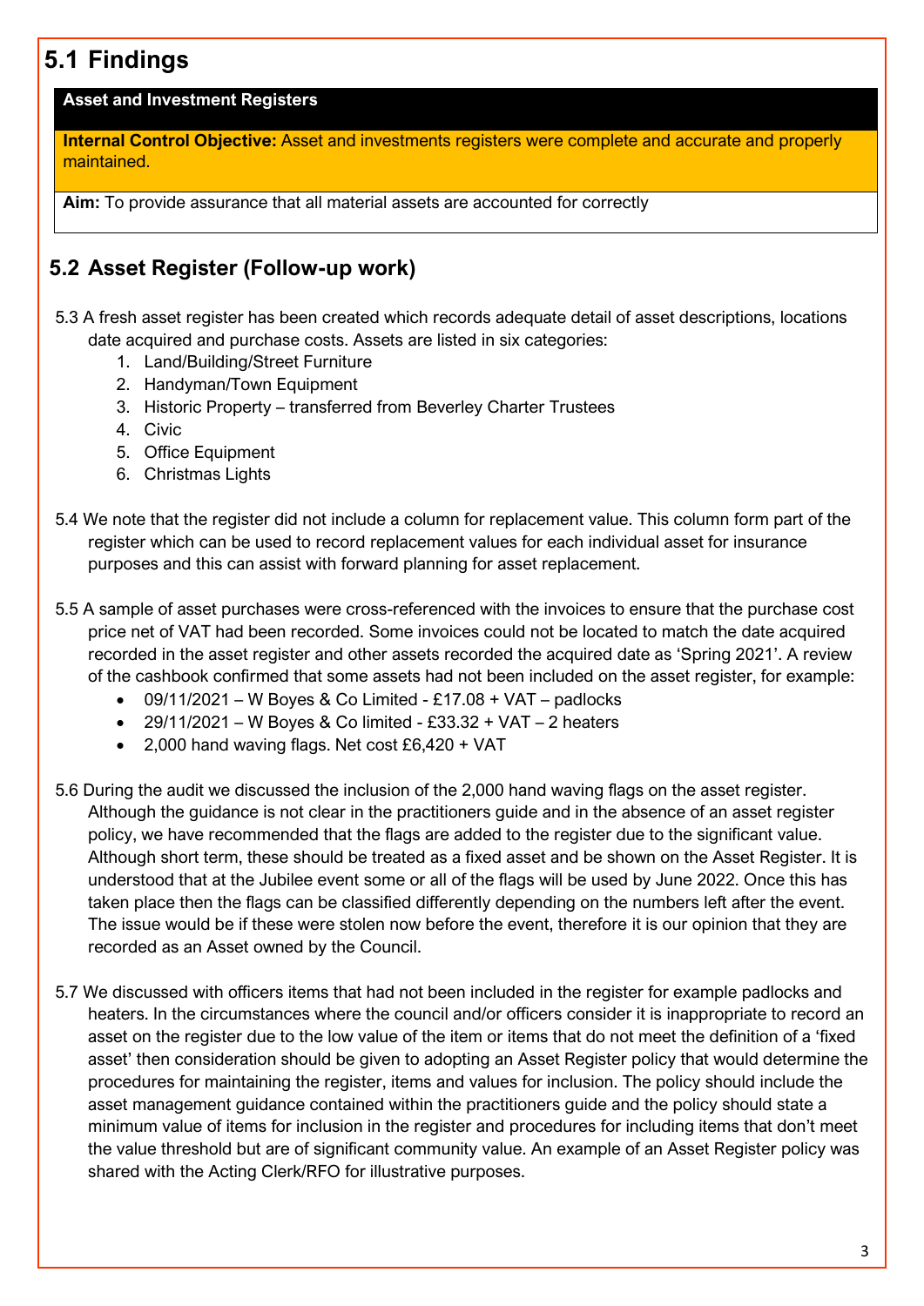## 5.1 Findings

**Asset and Investment Registers**

**Internal Control Objective:** Asset and investments registers were complete and accurate and properly maintained.

**Aim:** To provide assurance that all material assets are accounted for correctly

## 5.2 Asset Register (Follow-up work)

5.3 A fresh asset register has been created which records adequate detail of asset descriptions, locations date acquired and purchase costs. Assets are listed in six categories:

1. Land/Building/Street Furniture
2. Handyman/Town Equipment
3. Historic Property – transferred from Beverley Charter Trustees
4. Civic
5. Office Equipment
6. Christmas Lights

5.4 We note that the register did not include a column for replacement value. This column form part of the register which can be used to record replacement values for each individual asset for insurance purposes and this can assist with forward planning for asset replacement.

5.5 A sample of asset purchases were cross-referenced with the invoices to ensure that the purchase cost price net of VAT had been recorded. Some invoices could not be located to match the date acquired recorded in the asset register and other assets recorded the acquired date as 'Spring 2021'. A review of the cashbook confirmed that some assets had not been included on the asset register, for example:

- 09/11/2021 – W Boyes & Co Limited - £17.08 + VAT – padlocks
- 29/11/2021 – W Boyes & Co limited - £33.32 + VAT – 2 heaters
- 2,000 hand waving flags. Net cost £6,420 + VAT

5.6 During the audit we discussed the inclusion of the 2,000 hand waving flags on the asset register. Although the guidance is not clear in the practitioners guide and in the absence of an asset register policy, we have recommended that the flags are added to the register due to the significant value. Although short term, these should be treated as a fixed asset and be shown on the Asset Register. It is understood that at the Jubilee event some or all of the flags will be used by June 2022. Once this has taken place then the flags can be classified differently depending on the numbers left after the event. The issue would be if these were stolen now before the event, therefore it is our opinion that they are recorded as an Asset owned by the Council.

5.7 We discussed with officers items that had not been included in the register for example padlocks and heaters. In the circumstances where the council and/or officers consider it is inappropriate to record an asset on the register due to the low value of the item or items that do not meet the definition of a 'fixed asset' then consideration should be given to adopting an Asset Register policy that would determine the procedures for maintaining the register, items and values for inclusion. The policy should include the asset management guidance contained within the practitioners guide and the policy should state a minimum value of items for inclusion in the register and procedures for including items that don't meet the value threshold but are of significant community value. An example of an Asset Register policy was shared with the Acting Clerk/RFO for illustrative purposes.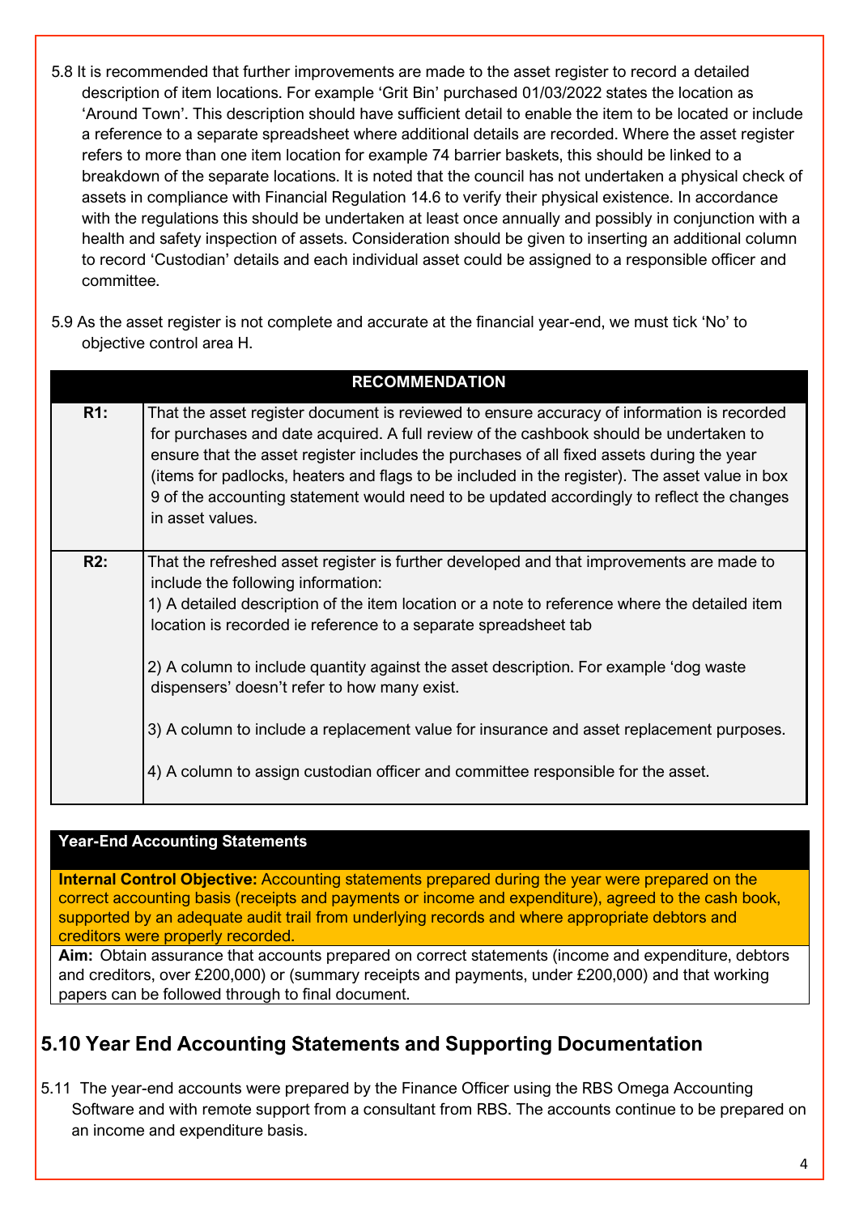5.8 It is recommended that further improvements are made to the asset register to record a detailed description of item locations. For example 'Grit Bin' purchased 01/03/2022 states the location as 'Around Town'. This description should have sufficient detail to enable the item to be located or include a reference to a separate spreadsheet where additional details are recorded. Where the asset register refers to more than one item location for example 74 barrier baskets, this should be linked to a breakdown of the separate locations. It is noted that the council has not undertaken a physical check of assets in compliance with Financial Regulation 14.6 to verify their physical existence. In accordance with the regulations this should be undertaken at least once annually and possibly in conjunction with a health and safety inspection of assets. Consideration should be given to inserting an additional column to record 'Custodian' details and each individual asset could be assigned to a responsible officer and committee.

5.9 As the asset register is not complete and accurate at the financial year-end, we must tick 'No' to objective control area H.

| RECOMMENDATION | |
|---|---|
| **R1:** | That the asset register document is reviewed to ensure accuracy of information is recorded for purchases and date acquired. A full review of the cashbook should be undertaken to ensure that the asset register includes the purchases of all fixed assets during the year (items for padlocks, heaters and flags to be included in the register). The asset value in box 9 of the accounting statement would need to be updated accordingly to reflect the changes in asset values. |
| **R2:** | That the refreshed asset register is further developed and that improvements are made to include the following information:<br>1) A detailed description of the item location or a note to reference where the detailed item location is recorded ie reference to a separate spreadsheet tab<br><br>2) A column to include quantity against the asset description. For example 'dog waste dispensers' doesn't refer to how many exist.<br><br>3) A column to include a replacement value for insurance and asset replacement purposes.<br><br>4) A column to assign custodian officer and committee responsible for the asset. |

**Year-End Accounting Statements**

**Internal Control Objective:** Accounting statements prepared during the year were prepared on the correct accounting basis (receipts and payments or income and expenditure), agreed to the cash book, supported by an adequate audit trail from underlying records and where appropriate debtors and creditors were properly recorded.

**Aim:** Obtain assurance that accounts prepared on correct statements (income and expenditure, debtors and creditors, over £200,000) or (summary receipts and payments, under £200,000) and that working papers can be followed through to final document.

## 5.10 Year End Accounting Statements and Supporting Documentation

5.11 The year-end accounts were prepared by the Finance Officer using the RBS Omega Accounting Software and with remote support from a consultant from RBS. The accounts continue to be prepared on an income and expenditure basis.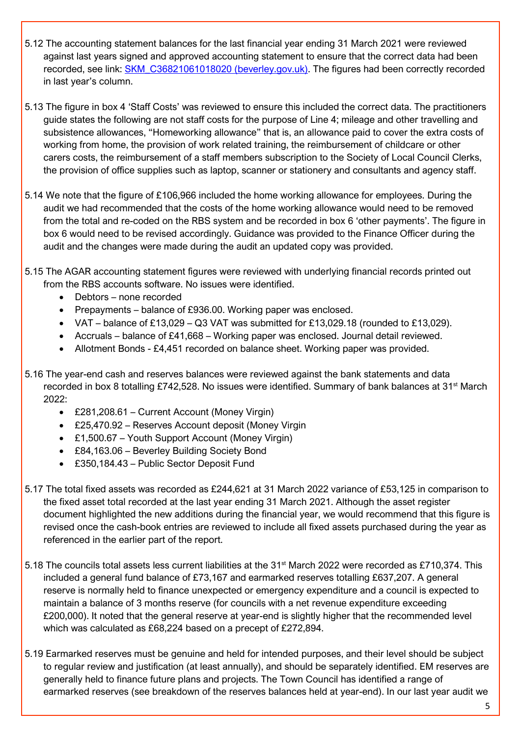5.12 The accounting statement balances for the last financial year ending 31 March 2021 were reviewed against last years signed and approved accounting statement to ensure that the correct data had been recorded, see link: [SKM_C36821061018020 (beverley.gov.uk)](). The figures had been correctly recorded in last year's column.

5.13 The figure in box 4 'Staff Costs' was reviewed to ensure this included the correct data. The practitioners guide states the following are not staff costs for the purpose of Line 4; mileage and other travelling and subsistence allowances, "Homeworking allowance" that is, an allowance paid to cover the extra costs of working from home, the provision of work related training, the reimbursement of childcare or other carers costs, the reimbursement of a staff members subscription to the Society of Local Council Clerks, the provision of office supplies such as laptop, scanner or stationery and consultants and agency staff.

5.14 We note that the figure of £106,966 included the home working allowance for employees. During the audit we had recommended that the costs of the home working allowance would need to be removed from the total and re-coded on the RBS system and be recorded in box 6 'other payments'. The figure in box 6 would need to be revised accordingly. Guidance was provided to the Finance Officer during the audit and the changes were made during the audit an updated copy was provided.

5.15 The AGAR accounting statement figures were reviewed with underlying financial records printed out from the RBS accounts software. No issues were identified.

- Debtors – none recorded
- Prepayments – balance of £936.00. Working paper was enclosed.
- VAT – balance of £13,029 – Q3 VAT was submitted for £13,029.18 (rounded to £13,029).
- Accruals – balance of £41,668 – Working paper was enclosed. Journal detail reviewed.
- Allotment Bonds - £4,451 recorded on balance sheet. Working paper was provided.

5.16 The year-end cash and reserves balances were reviewed against the bank statements and data recorded in box 8 totalling £742,528. No issues were identified. Summary of bank balances at 31st March 2022:

- £281,208.61 – Current Account (Money Virgin)
- £25,470.92 – Reserves Account deposit (Money Virgin
- £1,500.67 – Youth Support Account (Money Virgin)
- £84,163.06 – Beverley Building Society Bond
- £350,184.43 – Public Sector Deposit Fund

5.17 The total fixed assets was recorded as £244,621 at 31 March 2022 variance of £53,125 in comparison to the fixed asset total recorded at the last year ending 31 March 2021. Although the asset register document highlighted the new additions during the financial year, we would recommend that this figure is revised once the cash-book entries are reviewed to include all fixed assets purchased during the year as referenced in the earlier part of the report.

5.18 The councils total assets less current liabilities at the 31st March 2022 were recorded as £710,374. This included a general fund balance of £73,167 and earmarked reserves totalling £637,207. A general reserve is normally held to finance unexpected or emergency expenditure and a council is expected to maintain a balance of 3 months reserve (for councils with a net revenue expenditure exceeding £200,000). It noted that the general reserve at year-end is slightly higher that the recommended level which was calculated as £68,224 based on a precept of £272,894.

5.19 Earmarked reserves must be genuine and held for intended purposes, and their level should be subject to regular review and justification (at least annually), and should be separately identified. EM reserves are generally held to finance future plans and projects. The Town Council has identified a range of earmarked reserves (see breakdown of the reserves balances held at year-end). In our last year audit we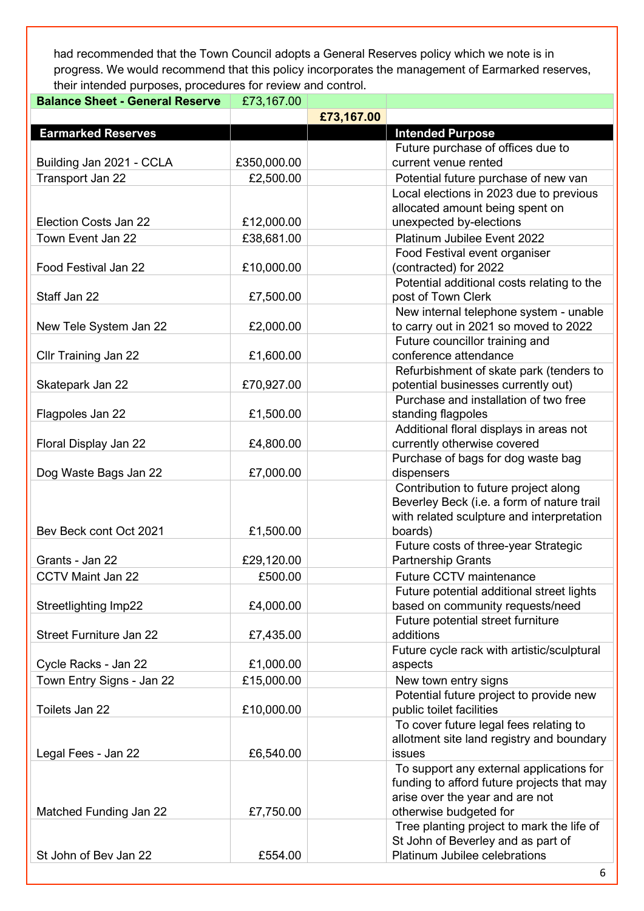had recommended that the Town Council adopts a General Reserves policy which we note is in progress. We would recommend that this policy incorporates the management of Earmarked reserves, their intended purposes, procedures for review and control.

| **Balance Sheet - General Reserve** | £73,167.00 | | |
|---|---|---|---|
| | | **£73,167.00** | |
| **Earmarked Reserves** | | | **Intended Purpose** |
| Building Jan 2021 - CCLA | £350,000.00 | | Future purchase of offices due to current venue rented |
| Transport Jan 22 | £2,500.00 | | Potential future purchase of new van |
| Election Costs Jan 22 | £12,000.00 | | Local elections in 2023 due to previous allocated amount being spent on unexpected by-elections |
| Town Event Jan 22 | £38,681.00 | | Platinum Jubilee Event 2022 |
| Food Festival Jan 22 | £10,000.00 | | Food Festival event organiser (contracted) for 2022 |
| Staff Jan 22 | £7,500.00 | | Potential additional costs relating to the post of Town Clerk |
| New Tele System Jan 22 | £2,000.00 | | New internal telephone system - unable to carry out in 2021 so moved to 2022 |
| Cllr Training Jan 22 | £1,600.00 | | Future councillor training and conference attendance |
| Skatepark Jan 22 | £70,927.00 | | Refurbishment of skate park (tenders to potential businesses currently out) |
| Flagpoles Jan 22 | £1,500.00 | | Purchase and installation of two free standing flagpoles |
| Floral Display Jan 22 | £4,800.00 | | Additional floral displays in areas not currently otherwise covered |
| Dog Waste Bags Jan 22 | £7,000.00 | | Purchase of bags for dog waste bag dispensers |
| Bev Beck cont Oct 2021 | £1,500.00 | | Contribution to future project along Beverley Beck (i.e. a form of nature trail with related sculpture and interpretation boards) |
| Grants - Jan 22 | £29,120.00 | | Future costs of three-year Strategic Partnership Grants |
| CCTV Maint Jan 22 | £500.00 | | Future CCTV maintenance |
| Streetlighting Imp22 | £4,000.00 | | Future potential additional street lights based on community requests/need |
| Street Furniture Jan 22 | £7,435.00 | | Future potential street furniture additions |
| Cycle Racks - Jan 22 | £1,000.00 | | Future cycle rack with artistic/sculptural aspects |
| Town Entry Signs - Jan 22 | £15,000.00 | | New town entry signs |
| Toilets Jan 22 | £10,000.00 | | Potential future project to provide new public toilet facilities |
| Legal Fees - Jan 22 | £6,540.00 | | To cover future legal fees relating to allotment site land registry and boundary issues |
| Matched Funding Jan 22 | £7,750.00 | | To support any external applications for funding to afford future projects that may arise over the year and are not otherwise budgeted for |
| St John of Bev Jan 22 | £554.00 | | Tree planting project to mark the life of St John of Beverley and as part of Platinum Jubilee celebrations |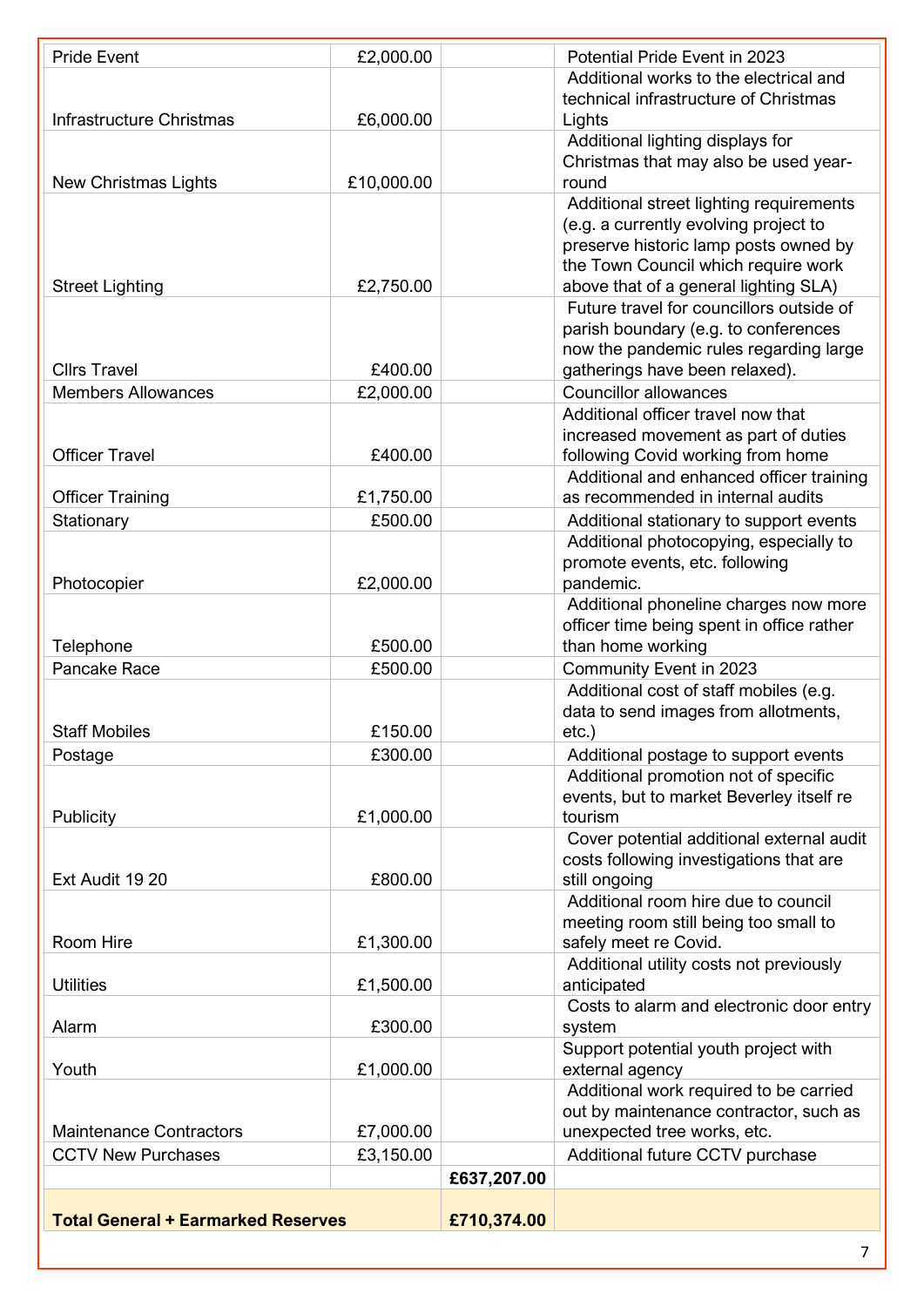| | | | |
|---|---|---|---|
| Pride Event | £2,000.00 | | Potential Pride Event in 2023 |
| Infrastructure Christmas | £6,000.00 | | Additional works to the electrical and technical infrastructure of Christmas Lights |
| New Christmas Lights | £10,000.00 | | Additional lighting displays for Christmas that may also be used year-round |
| Street Lighting | £2,750.00 | | Additional street lighting requirements (e.g. a currently evolving project to preserve historic lamp posts owned by the Town Council which require work above that of a general lighting SLA) |
| Cllrs Travel | £400.00 | | Future travel for councillors outside of parish boundary (e.g. to conferences now the pandemic rules regarding large gatherings have been relaxed). |
| Members Allowances | £2,000.00 | | Councillor allowances |
| Officer Travel | £400.00 | | Additional officer travel now that increased movement as part of duties following Covid working from home |
| Officer Training | £1,750.00 | | Additional and enhanced officer training as recommended in internal audits |
| Stationary | £500.00 | | Additional stationary to support events |
| Photocopier | £2,000.00 | | Additional photocopying, especially to promote events, etc. following pandemic. |
| Telephone | £500.00 | | Additional phoneline charges now more officer time being spent in office rather than home working |
| Pancake Race | £500.00 | | Community Event in 2023 |
| Staff Mobiles | £150.00 | | Additional cost of staff mobiles (e.g. data to send images from allotments, etc.) |
| Postage | £300.00 | | Additional postage to support events |
| Publicity | £1,000.00 | | Additional promotion not of specific events, but to market Beverley itself re tourism |
| Ext Audit 19 20 | £800.00 | | Cover potential additional external audit costs following investigations that are still ongoing |
| Room Hire | £1,300.00 | | Additional room hire due to council meeting room still being too small to safely meet re Covid. |
| Utilities | £1,500.00 | | Additional utility costs not previously anticipated |
| Alarm | £300.00 | | Costs to alarm and electronic door entry system |
| Youth | £1,000.00 | | Support potential youth project with external agency |
| Maintenance Contractors | £7,000.00 | | Additional work required to be carried out by maintenance contractor, such as unexpected tree works, etc. |
| CCTV New Purchases | £3,150.00 | | Additional future CCTV purchase |
| | | **£637,207.00** | |
| **Total General + Earmarked Reserves** | | **£710,374.00** | |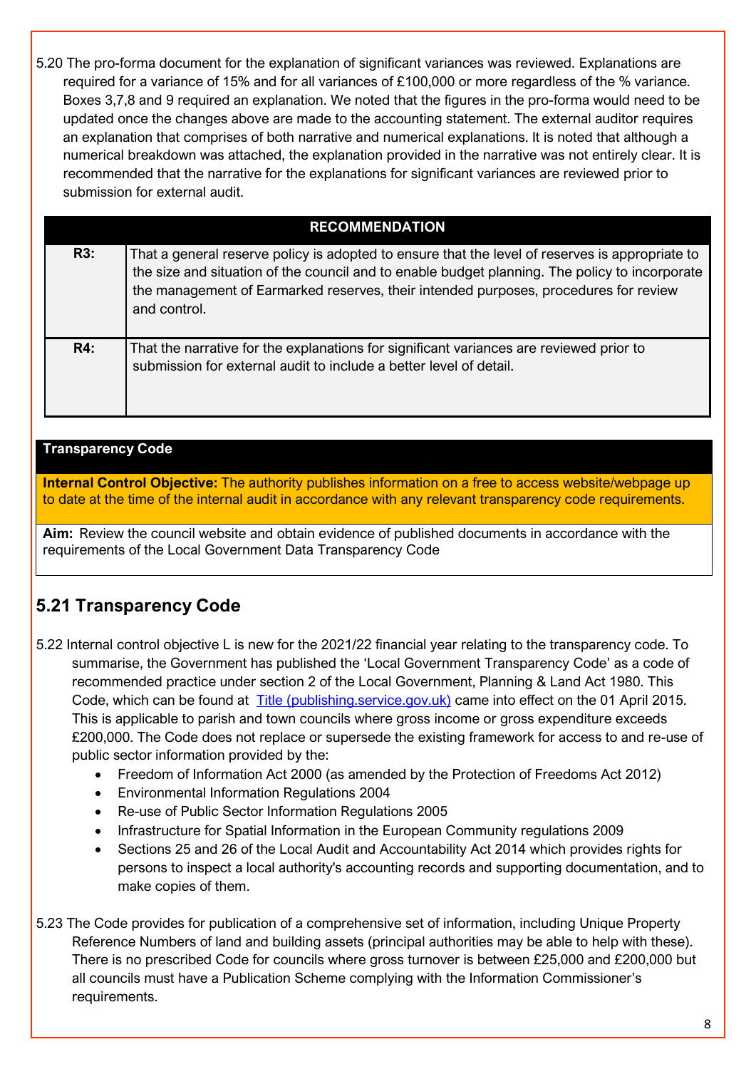5.20 The pro-forma document for the explanation of significant variances was reviewed. Explanations are required for a variance of 15% and for all variances of £100,000 or more regardless of the % variance. Boxes 3,7,8 and 9 required an explanation. We noted that the figures in the pro-forma would need to be updated once the changes above are made to the accounting statement. The external auditor requires an explanation that comprises of both narrative and numerical explanations. It is noted that although a numerical breakdown was attached, the explanation provided in the narrative was not entirely clear. It is recommended that the narrative for the explanations for significant variances are reviewed prior to submission for external audit.

| RECOMMENDATION | |
|---|---|
| **R3:** | That a general reserve policy is adopted to ensure that the level of reserves is appropriate to the size and situation of the council and to enable budget planning. The policy to incorporate the management of Earmarked reserves, their intended purposes, procedures for review and control. |
| **R4:** | That the narrative for the explanations for significant variances are reviewed prior to submission for external audit to include a better level of detail. |

| **Transparency Code** |
|---|
| **Internal Control Objective:** The authority publishes information on a free to access website/webpage up to date at the time of the internal audit in accordance with any relevant transparency code requirements. |
| **Aim:** Review the council website and obtain evidence of published documents in accordance with the requirements of the Local Government Data Transparency Code |

## 5.21 Transparency Code

5.22 Internal control objective L is new for the 2021/22 financial year relating to the transparency code. To summarise, the Government has published the 'Local Government Transparency Code' as a code of recommended practice under section 2 of the Local Government, Planning & Land Act 1980. This Code, which can be found at Title (publishing.service.gov.uk) came into effect on the 01 April 2015. This is applicable to parish and town councils where gross income or gross expenditure exceeds £200,000. The Code does not replace or supersede the existing framework for access to and re-use of public sector information provided by the:

- Freedom of Information Act 2000 (as amended by the Protection of Freedoms Act 2012)
- Environmental Information Regulations 2004
- Re-use of Public Sector Information Regulations 2005
- Infrastructure for Spatial Information in the European Community regulations 2009
- Sections 25 and 26 of the Local Audit and Accountability Act 2014 which provides rights for persons to inspect a local authority's accounting records and supporting documentation, and to make copies of them.

5.23 The Code provides for publication of a comprehensive set of information, including Unique Property Reference Numbers of land and building assets (principal authorities may be able to help with these). There is no prescribed Code for councils where gross turnover is between £25,000 and £200,000 but all councils must have a Publication Scheme complying with the Information Commissioner's requirements.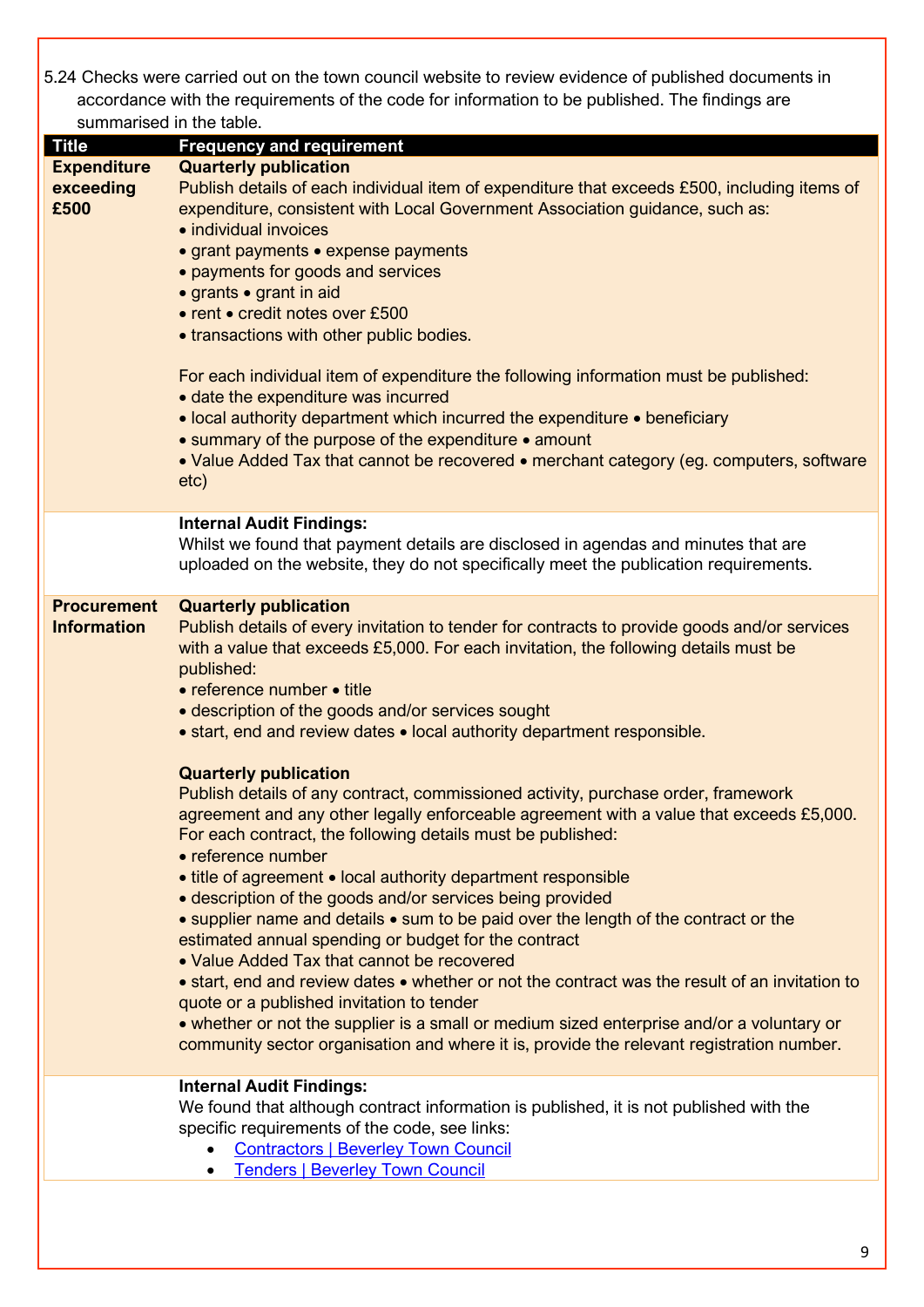5.24 Checks were carried out on the town council website to review evidence of published documents in accordance with the requirements of the code for information to be published. The findings are summarised in the table.

| Title | Frequency and requirement |
|---|---|
| **Expenditure exceeding £500** | **Quarterly publication**<br>Publish details of each individual item of expenditure that exceeds £500, including items of expenditure, consistent with Local Government Association guidance, such as:<br>• individual invoices<br>• grant payments • expense payments<br>• payments for goods and services<br>• grants • grant in aid<br>• rent • credit notes over £500<br>• transactions with other public bodies.<br><br>For each individual item of expenditure the following information must be published:<br>• date the expenditure was incurred<br>• local authority department which incurred the expenditure • beneficiary<br>• summary of the purpose of the expenditure • amount<br>• Value Added Tax that cannot be recovered • merchant category (eg. computers, software etc) |
| | **Internal Audit Findings:**<br>Whilst we found that payment details are disclosed in agendas and minutes that are uploaded on the website, they do not specifically meet the publication requirements. |
| **Procurement Information** | **Quarterly publication**<br>Publish details of every invitation to tender for contracts to provide goods and/or services with a value that exceeds £5,000. For each invitation, the following details must be published:<br>• reference number • title<br>• description of the goods and/or services sought<br>• start, end and review dates • local authority department responsible.<br><br>**Quarterly publication**<br>Publish details of any contract, commissioned activity, purchase order, framework agreement and any other legally enforceable agreement with a value that exceeds £5,000. For each contract, the following details must be published:<br>• reference number<br>• title of agreement • local authority department responsible<br>• description of the goods and/or services being provided<br>• supplier name and details • sum to be paid over the length of the contract or the estimated annual spending or budget for the contract<br>• Value Added Tax that cannot be recovered<br>• start, end and review dates • whether or not the contract was the result of an invitation to quote or a published invitation to tender<br>• whether or not the supplier is a small or medium sized enterprise and/or a voluntary or community sector organisation and where it is, provide the relevant registration number. |
| | **Internal Audit Findings:**<br>We found that although contract information is published, it is not published with the specific requirements of the code, see links:<br>• Contractors \| Beverley Town Council<br>• Tenders \| Beverley Town Council |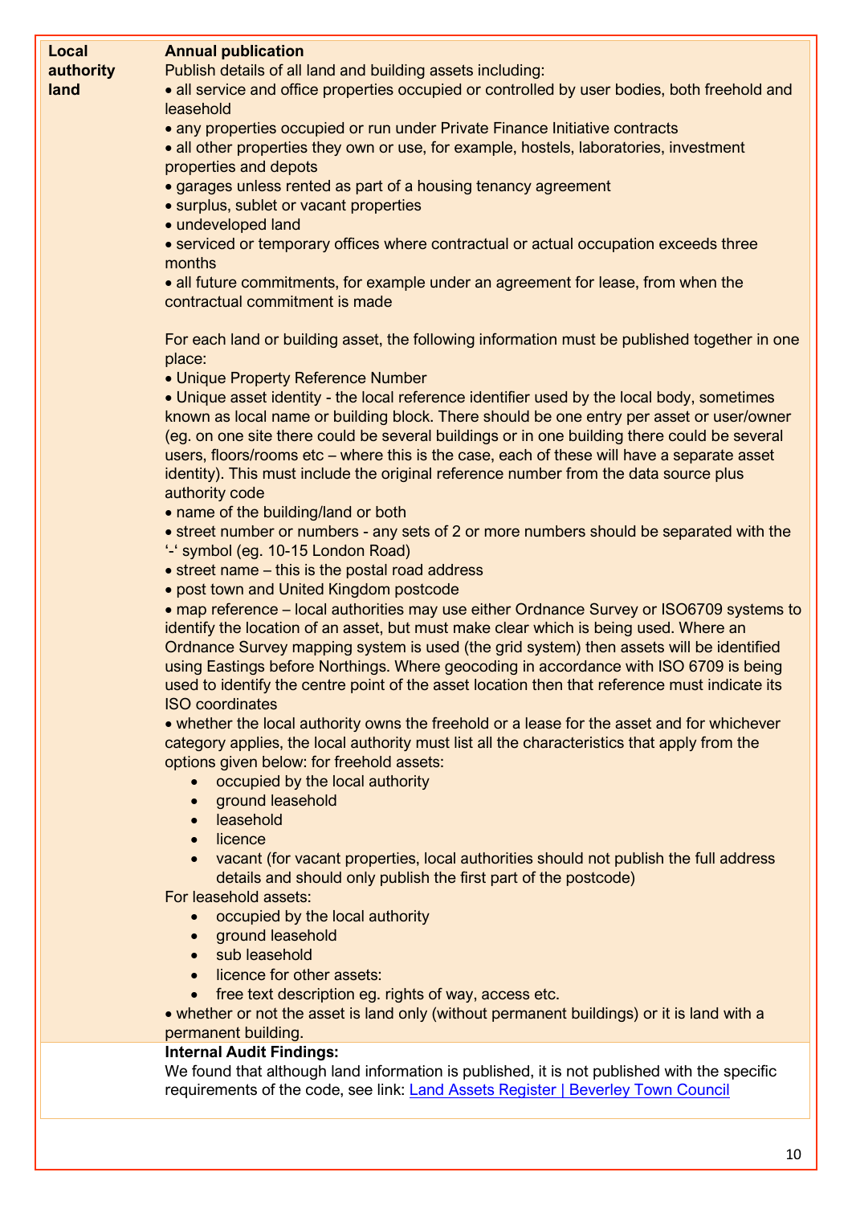| | |
|---|---|
| **Local authority land** | **Annual publication**<br>Publish details of all land and building assets including:<br>• all service and office properties occupied or controlled by user bodies, both freehold and leasehold<br>• any properties occupied or run under Private Finance Initiative contracts<br>• all other properties they own or use, for example, hostels, laboratories, investment properties and depots<br>• garages unless rented as part of a housing tenancy agreement<br>• surplus, sublet or vacant properties<br>• undeveloped land<br>• serviced or temporary offices where contractual or actual occupation exceeds three months<br>• all future commitments, for example under an agreement for lease, from when the contractual commitment is made<br><br>For each land or building asset, the following information must be published together in one place:<br>• Unique Property Reference Number<br>• Unique asset identity - the local reference identifier used by the local body, sometimes known as local name or building block. There should be one entry per asset or user/owner (eg. on one site there could be several buildings or in one building there could be several users, floors/rooms etc – where this is the case, each of these will have a separate asset identity). This must include the original reference number from the data source plus authority code<br>• name of the building/land or both<br>• street number or numbers - any sets of 2 or more numbers should be separated with the '-' symbol (eg. 10-15 London Road)<br>• street name – this is the postal road address<br>• post town and United Kingdom postcode<br>• map reference – local authorities may use either Ordnance Survey or ISO6709 systems to identify the location of an asset, but must make clear which is being used. Where an Ordnance Survey mapping system is used (the grid system) then assets will be identified using Eastings before Northings. Where geocoding in accordance with ISO 6709 is being used to identify the centre point of the asset location then that reference must indicate its ISO coordinates<br>• whether the local authority owns the freehold or a lease for the asset and for whichever category applies, the local authority must list all the characteristics that apply from the options given below: for freehold assets:<br>◦ occupied by the local authority<br>◦ ground leasehold<br>◦ leasehold<br>◦ licence<br>◦ vacant (for vacant properties, local authorities should not publish the full address details and should only publish the first part of the postcode)<br>For leasehold assets:<br>◦ occupied by the local authority<br>◦ ground leasehold<br>◦ sub leasehold<br>◦ licence for other assets:<br>◦ free text description eg. rights of way, access etc.<br>• whether or not the asset is land only (without permanent buildings) or it is land with a permanent building. |
| | **Internal Audit Findings:**<br>We found that although land information is published, it is not published with the specific requirements of the code, see link: [Land Assets Register \| Beverley Town Council]() |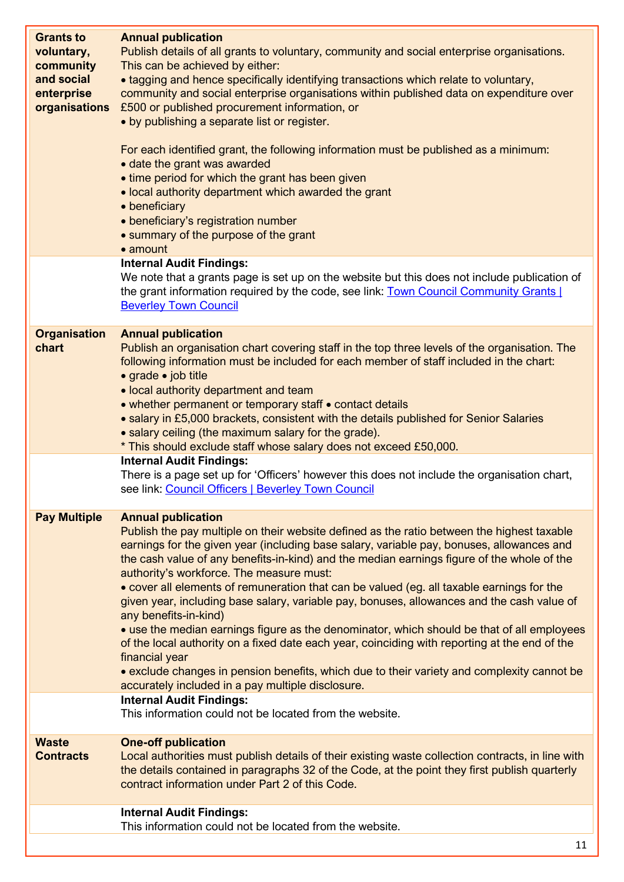| | |
|---|---|
| **Grants to voluntary, community and social enterprise organisations** | **Annual publication**<br>Publish details of all grants to voluntary, community and social enterprise organisations. This can be achieved by either:<br>• tagging and hence specifically identifying transactions which relate to voluntary, community and social enterprise organisations within published data on expenditure over £500 or published procurement information, or<br>• by publishing a separate list or register.<br><br>For each identified grant, the following information must be published as a minimum:<br>• date the grant was awarded<br>• time period for which the grant has been given<br>• local authority department which awarded the grant<br>• beneficiary<br>• beneficiary's registration number<br>• summary of the purpose of the grant<br>• amount |
| | **Internal Audit Findings:**<br>We note that a grants page is set up on the website but this does not include publication of the grant information required by the code, see link: [Town Council Community Grants \| Beverley Town Council]() |
| **Organisation chart** | **Annual publication**<br>Publish an organisation chart covering staff in the top three levels of the organisation. The following information must be included for each member of staff included in the chart:<br>• grade • job title<br>• local authority department and team<br>• whether permanent or temporary staff • contact details<br>• salary in £5,000 brackets, consistent with the details published for Senior Salaries<br>• salary ceiling (the maximum salary for the grade).<br>* This should exclude staff whose salary does not exceed £50,000. |
| | **Internal Audit Findings:**<br>There is a page set up for 'Officers' however this does not include the organisation chart, see link: [Council Officers \| Beverley Town Council]() |
| **Pay Multiple** | **Annual publication**<br>Publish the pay multiple on their website defined as the ratio between the highest taxable earnings for the given year (including base salary, variable pay, bonuses, allowances and the cash value of any benefits-in-kind) and the median earnings figure of the whole of the authority's workforce. The measure must:<br>• cover all elements of remuneration that can be valued (eg. all taxable earnings for the given year, including base salary, variable pay, bonuses, allowances and the cash value of any benefits-in-kind)<br>• use the median earnings figure as the denominator, which should be that of all employees of the local authority on a fixed date each year, coinciding with reporting at the end of the financial year<br>• exclude changes in pension benefits, which due to their variety and complexity cannot be accurately included in a pay multiple disclosure. |
| | **Internal Audit Findings:**<br>This information could not be located from the website. |
| **Waste Contracts** | **One-off publication**<br>Local authorities must publish details of their existing waste collection contracts, in line with the details contained in paragraphs 32 of the Code, at the point they first publish quarterly contract information under Part 2 of this Code. |
| | **Internal Audit Findings:**<br>This information could not be located from the website. |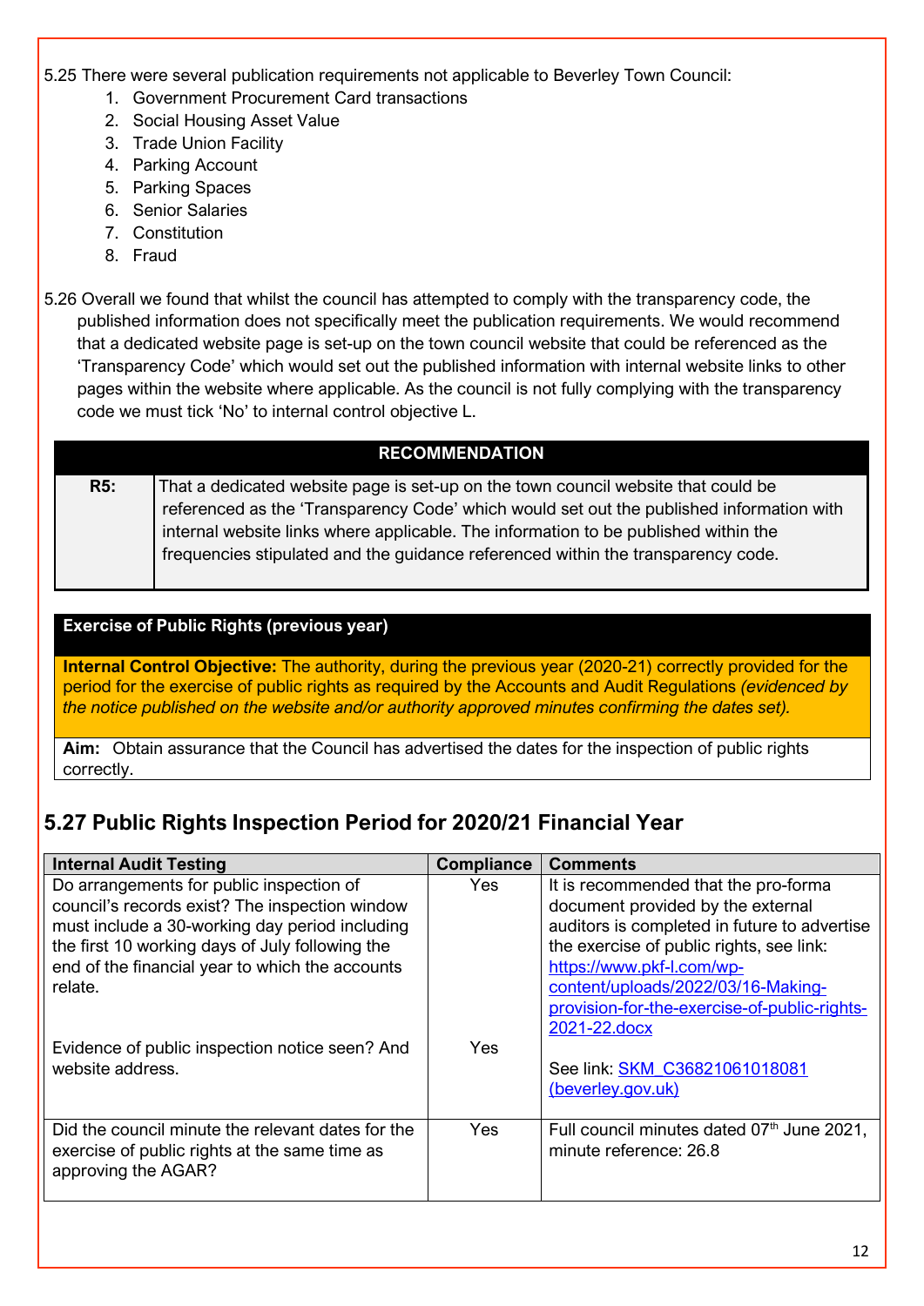5.25 There were several publication requirements not applicable to Beverley Town Council:

1. Government Procurement Card transactions
2. Social Housing Asset Value
3. Trade Union Facility
4. Parking Account
5. Parking Spaces
6. Senior Salaries
7. Constitution
8. Fraud

5.26 Overall we found that whilst the council has attempted to comply with the transparency code, the published information does not specifically meet the publication requirements. We would recommend that a dedicated website page is set-up on the town council website that could be referenced as the 'Transparency Code' which would set out the published information with internal website links to other pages within the website where applicable. As the council is not fully complying with the transparency code we must tick 'No' to internal control objective L.

| RECOMMENDATION | |
|---|---|
| **R5:** | That a dedicated website page is set-up on the town council website that could be referenced as the 'Transparency Code' which would set out the published information with internal website links where applicable. The information to be published within the frequencies stipulated and the guidance referenced within the transparency code. |

**Exercise of Public Rights (previous year)**

**Internal Control Objective:** The authority, during the previous year (2020-21) correctly provided for the period for the exercise of public rights as required by the Accounts and Audit Regulations *(evidenced by the notice published on the website and/or authority approved minutes confirming the dates set).*

**Aim:** Obtain assurance that the Council has advertised the dates for the inspection of public rights correctly.

## 5.27 Public Rights Inspection Period for 2020/21 Financial Year

| Internal Audit Testing | Compliance | Comments |
|---|---|---|
| Do arrangements for public inspection of council's records exist? The inspection window must include a 30-working day period including the first 10 working days of July following the end of the financial year to which the accounts relate. | Yes | It is recommended that the pro-forma document provided by the external auditors is completed in future to advertise the exercise of public rights, see link: https://www.pkf-l.com/wp-content/uploads/2022/03/16-Making-provision-for-the-exercise-of-public-rights-2021-22.docx |
| Evidence of public inspection notice seen? And website address. | Yes | See link: SKM_C36821061018081 (beverley.gov.uk) |
| Did the council minute the relevant dates for the exercise of public rights at the same time as approving the AGAR? | Yes | Full council minutes dated 07th June 2021, minute reference: 26.8 |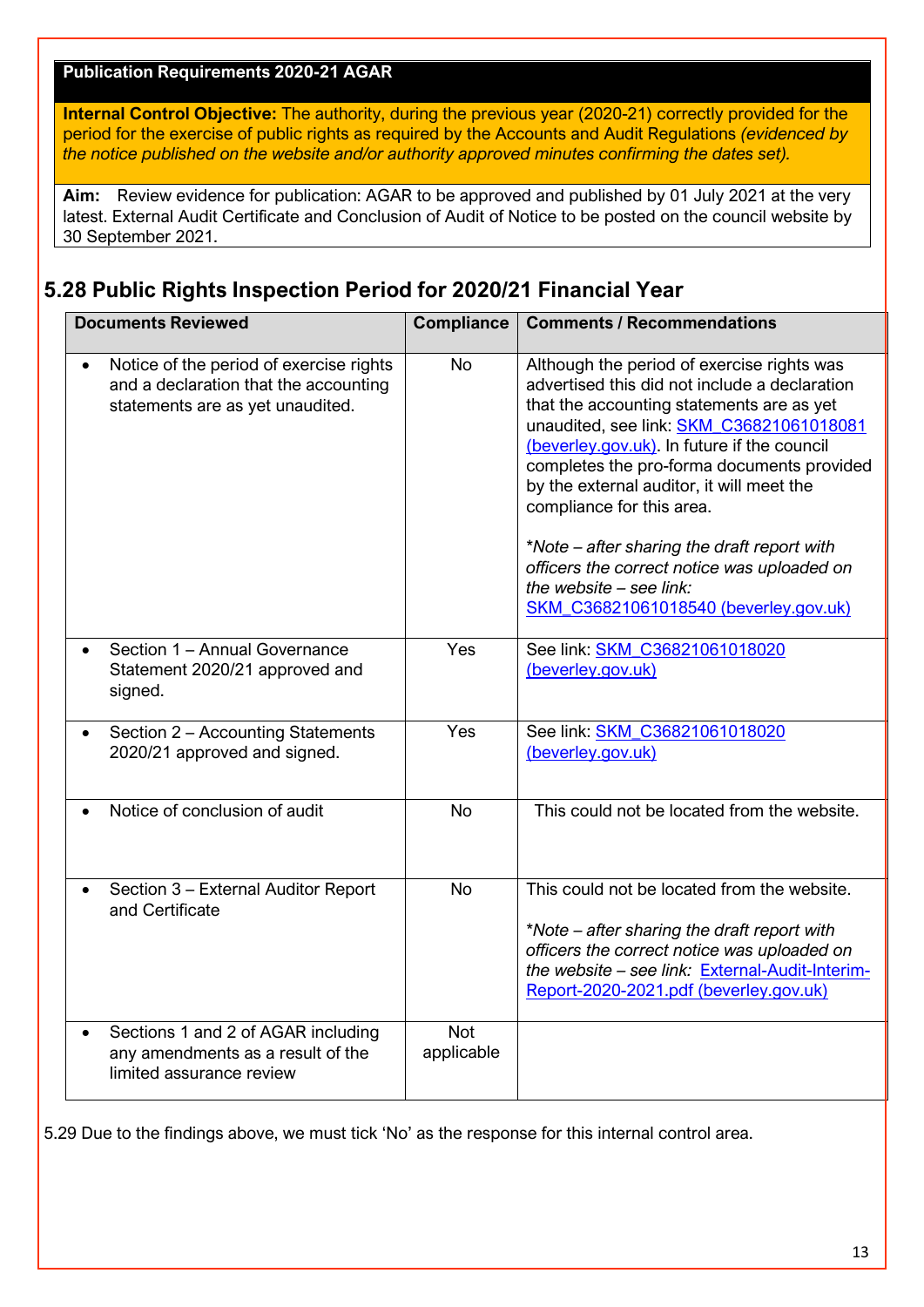| **Publication Requirements 2020-21 AGAR** |
|---|
| **Internal Control Objective:** The authority, during the previous year (2020-21) correctly provided for the period for the exercise of public rights as required by the Accounts and Audit Regulations *(evidenced by the notice published on the website and/or authority approved minutes confirming the dates set).* |
| **Aim:** Review evidence for publication: AGAR to be approved and published by 01 July 2021 at the very latest. External Audit Certificate and Conclusion of Audit of Notice to be posted on the council website by 30 September 2021. |

## 5.28 Public Rights Inspection Period for 2020/21 Financial Year

| Documents Reviewed | Compliance | Comments / Recommendations |
|---|---|---|
| • Notice of the period of exercise rights and a declaration that the accounting statements are as yet unaudited. | No | Although the period of exercise rights was advertised this did not include a declaration that the accounting statements are as yet unaudited, see link: SKM_C36821061018081 (beverley.gov.uk). In future if the council completes the pro-forma documents provided by the external auditor, it will meet the compliance for this area.<br><br>*\*Note – after sharing the draft report with officers the correct notice was uploaded on the website – see link:* SKM_C36821061018540 (beverley.gov.uk) |
| • Section 1 – Annual Governance Statement 2020/21 approved and signed. | Yes | See link: SKM_C36821061018020 (beverley.gov.uk) |
| • Section 2 – Accounting Statements 2020/21 approved and signed. | Yes | See link: SKM_C36821061018020 (beverley.gov.uk) |
| • Notice of conclusion of audit | No | This could not be located from the website. |
| • Section 3 – External Auditor Report and Certificate | No | This could not be located from the website.<br><br>*\*Note – after sharing the draft report with officers the correct notice was uploaded on the website – see link:* External-Audit-Interim-Report-2020-2021.pdf (beverley.gov.uk) |
| • Sections 1 and 2 of AGAR including any amendments as a result of the limited assurance review | Not applicable | |

5.29 Due to the findings above, we must tick 'No' as the response for this internal control area.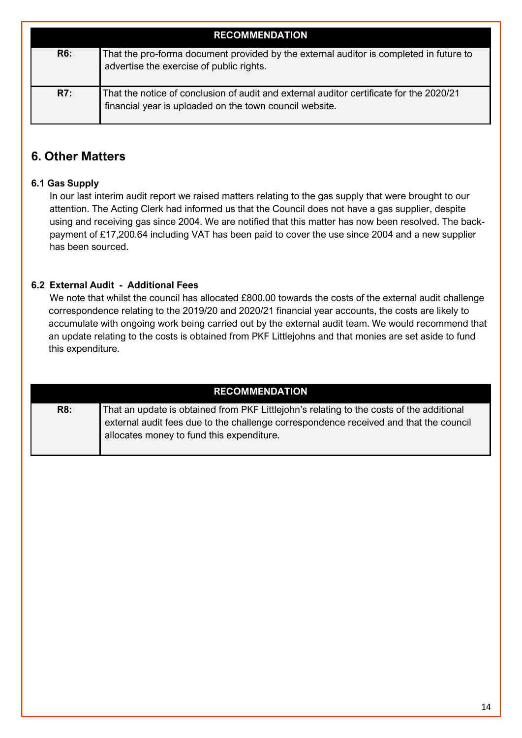| RECOMMENDATION | |
|---|---|
| **R6:** | That the pro-forma document provided by the external auditor is completed in future to advertise the exercise of public rights. |
| **R7:** | That the notice of conclusion of audit and external auditor certificate for the 2020/21 financial year is uploaded on the town council website. |

## 6. Other Matters

### 6.1 Gas Supply

In our last interim audit report we raised matters relating to the gas supply that were brought to our attention. The Acting Clerk had informed us that the Council does not have a gas supplier, despite using and receiving gas since 2004. We are notified that this matter has now been resolved. The back-payment of £17,200.64 including VAT has been paid to cover the use since 2004 and a new supplier has been sourced.

### 6.2 External Audit - Additional Fees

We note that whilst the council has allocated £800.00 towards the costs of the external audit challenge correspondence relating to the 2019/20 and 2020/21 financial year accounts, the costs are likely to accumulate with ongoing work being carried out by the external audit team. We would recommend that an update relating to the costs is obtained from PKF Littlejohns and that monies are set aside to fund this expenditure.

| RECOMMENDATION | |
|---|---|
| **R8:** | That an update is obtained from PKF Littlejohn's relating to the costs of the additional external audit fees due to the challenge correspondence received and that the council allocates money to fund this expenditure. |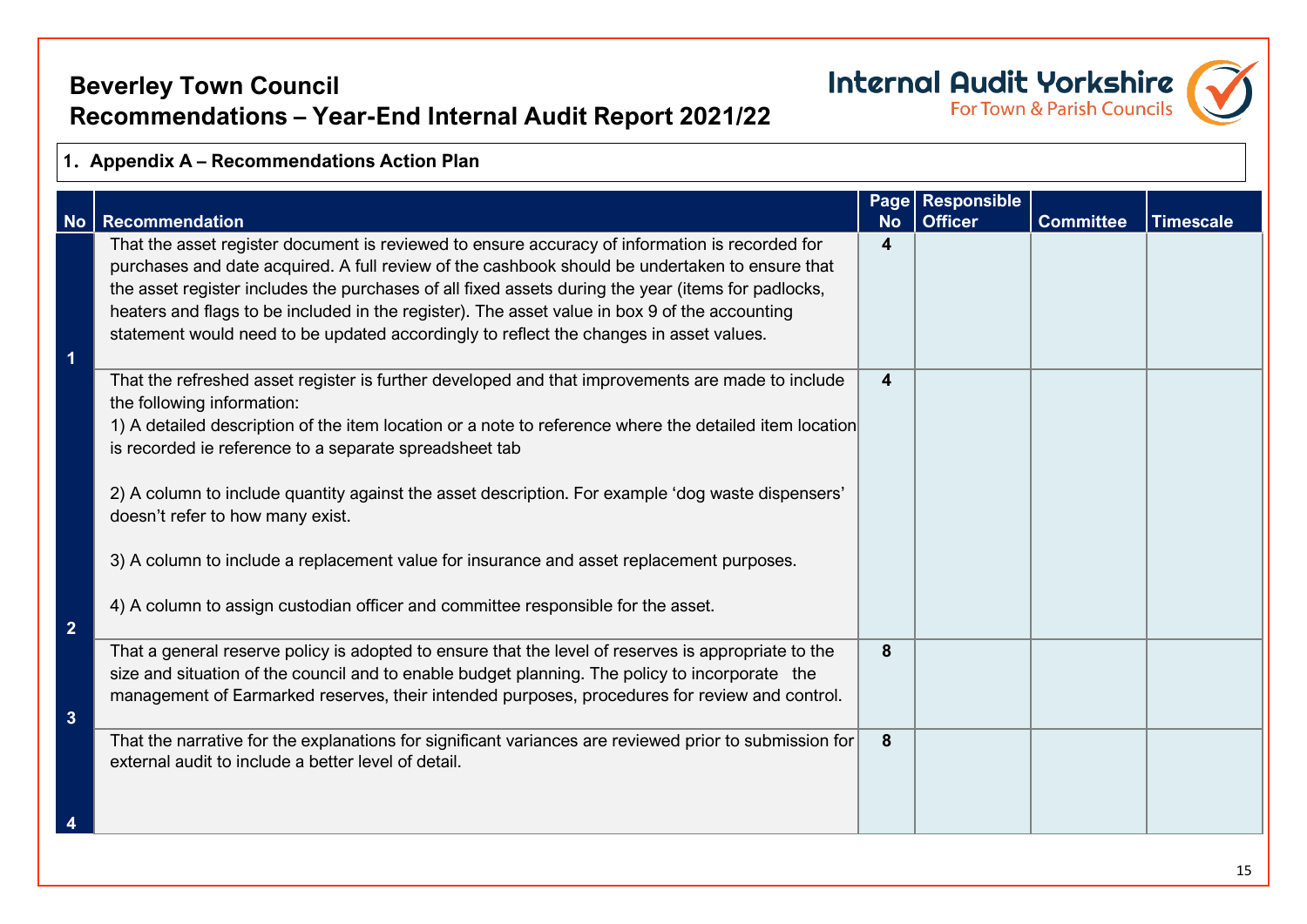# Beverley Town Council

## Recommendations – Year-End Internal Audit Report 2021/22

Internal Audit Yorkshire
For Town & Parish Councils

### 1. Appendix A – Recommendations Action Plan

| No | Recommendation | Page No | Responsible Officer | Committee | Timescale |
|---|---|---|---|---|---|
| 1 | That the asset register document is reviewed to ensure accuracy of information is recorded for purchases and date acquired. A full review of the cashbook should be undertaken to ensure that the asset register includes the purchases of all fixed assets during the year (items for padlocks, heaters and flags to be included in the register). The asset value in box 9 of the accounting statement would need to be updated accordingly to reflect the changes in asset values. | 4 | | | |
| 2 | That the refreshed asset register is further developed and that improvements are made to include the following information:<br>1) A detailed description of the item location or a note to reference where the detailed item location is recorded ie reference to a separate spreadsheet tab<br><br>2) A column to include quantity against the asset description. For example 'dog waste dispensers' doesn't refer to how many exist.<br><br>3) A column to include a replacement value for insurance and asset replacement purposes.<br><br>4) A column to assign custodian officer and committee responsible for the asset. | 4 | | | |
| 3 | That a general reserve policy is adopted to ensure that the level of reserves is appropriate to the size and situation of the council and to enable budget planning. The policy to incorporate the management of Earmarked reserves, their intended purposes, procedures for review and control. | 8 | | | |
| 4 | That the narrative for the explanations for significant variances are reviewed prior to submission for external audit to include a better level of detail. | 8 | | | |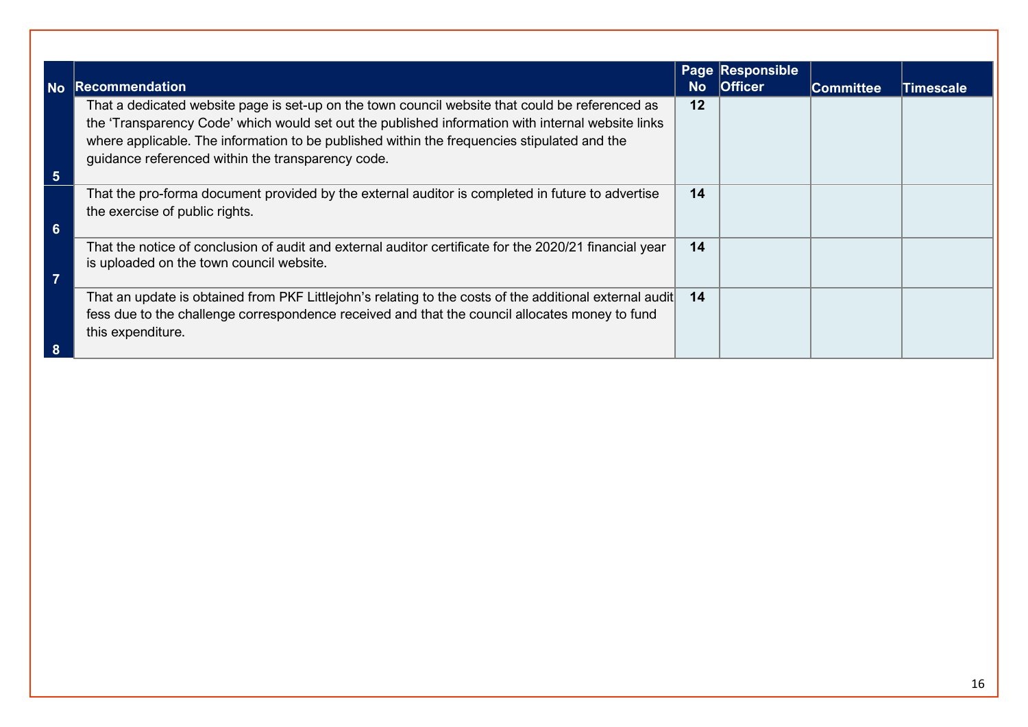| No | Recommendation | Page No | Responsible Officer | Committee | Timescale |
|---|---|---|---|---|---|
| 5 | That a dedicated website page is set-up on the town council website that could be referenced as the 'Transparency Code' which would set out the published information with internal website links where applicable. The information to be published within the frequencies stipulated and the guidance referenced within the transparency code. | 12 | | | |
| 6 | That the pro-forma document provided by the external auditor is completed in future to advertise the exercise of public rights. | 14 | | | |
| 7 | That the notice of conclusion of audit and external auditor certificate for the 2020/21 financial year is uploaded on the town council website. | 14 | | | |
| 8 | That an update is obtained from PKF Littlejohn's relating to the costs of the additional external audit fess due to the challenge correspondence received and that the council allocates money to fund this expenditure. | 14 | | | |